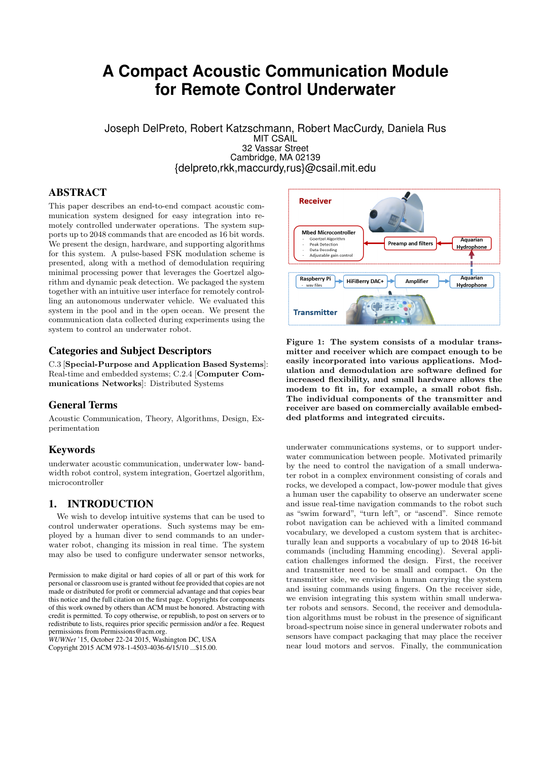# A Compact Acoustic Communication Module for Remote Control Underwater

Joseph DelPreto, Robert Katzschmann, Robert MacCurdy, Daniela Rus
MIT CSAIL
32 Vassar Street
Cambridge, MA 02139
{delpreto,rkk,maccurdy,rus}@csail.mit.edu

## ABSTRACT

This paper describes an end-to-end compact acoustic communication system designed for easy integration into remotely controlled underwater operations. The system supports up to 2048 commands that are encoded as 16 bit words. We present the design, hardware, and supporting algorithms for this system. A pulse-based FSK modulation scheme is presented, along with a method of demodulation requiring minimal processing power that leverages the Goertzel algorithm and dynamic peak detection. We packaged the system together with an intuitive user interface for remotely controlling an autonomous underwater vehicle. We evaluated this system in the pool and in the open ocean. We present the communication data collected during experiments using the system to control an underwater robot.

## Categories and Subject Descriptors

C.3 [**Special-Purpose and Application Based Systems**]: Real-time and embedded systems; C.2.4 [**Computer Communications Networks**]: Distributed Systems

## General Terms

Acoustic Communication, Theory, Algorithms, Design, Experimentation

## Keywords

underwater acoustic communication, underwater low- bandwidth robot control, system integration, Goertzel algorithm, microcontroller

## 1. INTRODUCTION

We wish to develop intuitive systems that can be used to control underwater operations. Such systems may be employed by a human diver to send commands to an underwater robot, changing its mission in real time. The system may also be used to configure underwater sensor networks, underwater communications systems, or to support underwater communication between people. Motivated primarily by the need to control the navigation of a small underwater robot in a complex environment consisting of corals and rocks, we developed a compact, low-power module that gives a human user the capability to observe an underwater scene and issue real-time navigation commands to the robot such as "swim forward", "turn left", or "ascend". Since remote robot navigation can be achieved with a limited command vocabulary, we developed a custom system that is architecturally lean and supports a vocabulary of up to 2048 16-bit commands (including Hamming encoding). Several application challenges informed the design. First, the receiver and transmitter need to be small and compact. On the transmitter side, we envision a human carrying the system and issuing commands using fingers. On the receiver side, we envision integrating this system within small underwater robots and sensors. Second, the receiver and demodulation algorithms must be robust in the presence of significant broad-spectrum noise since in general underwater robots and sensors have compact packaging that may place the receiver near loud motors and servos. Finally, the communication

Receiver

Mbed Microcontroller
- Goertzel Algorithm
- Peak Detection
- Data Decoding
- Adjustable gain control

Preamp and filters

Aquarian Hydrophone

Raspberry Pi
- wav files

HiFiBerry DAC+

Amplifier

Aquarian Hydrophone

Transmitter

**Figure 1: The system consists of a modular transmitter and receiver which are compact enough to be easily incorporated into various applications. Modulation and demodulation are software defined for increased flexibility, and small hardware allows the modem to fit in, for example, a small robot fish. The individual components of the transmitter and receiver are based on commercially available embedded platforms and integrated circuits.**

Permission to make digital or hard copies of all or part of this work for personal or classroom use is granted without fee provided that copies are not made or distributed for profit or commercial advantage and that copies bear this notice and the full citation on the first page. Copyrights for components of this work owned by others than ACM must be honored. Abstracting with credit is permitted. To copy otherwise, or republish, to post on servers or to redistribute to lists, requires prior specific permission and/or a fee. Request permissions from Permissions@acm.org.
*WUWNet* '15, October 22-24 2015, Washington DC, USA
Copyright 2015 ACM 978-1-4503-4036-6/15/10 ...$15.00.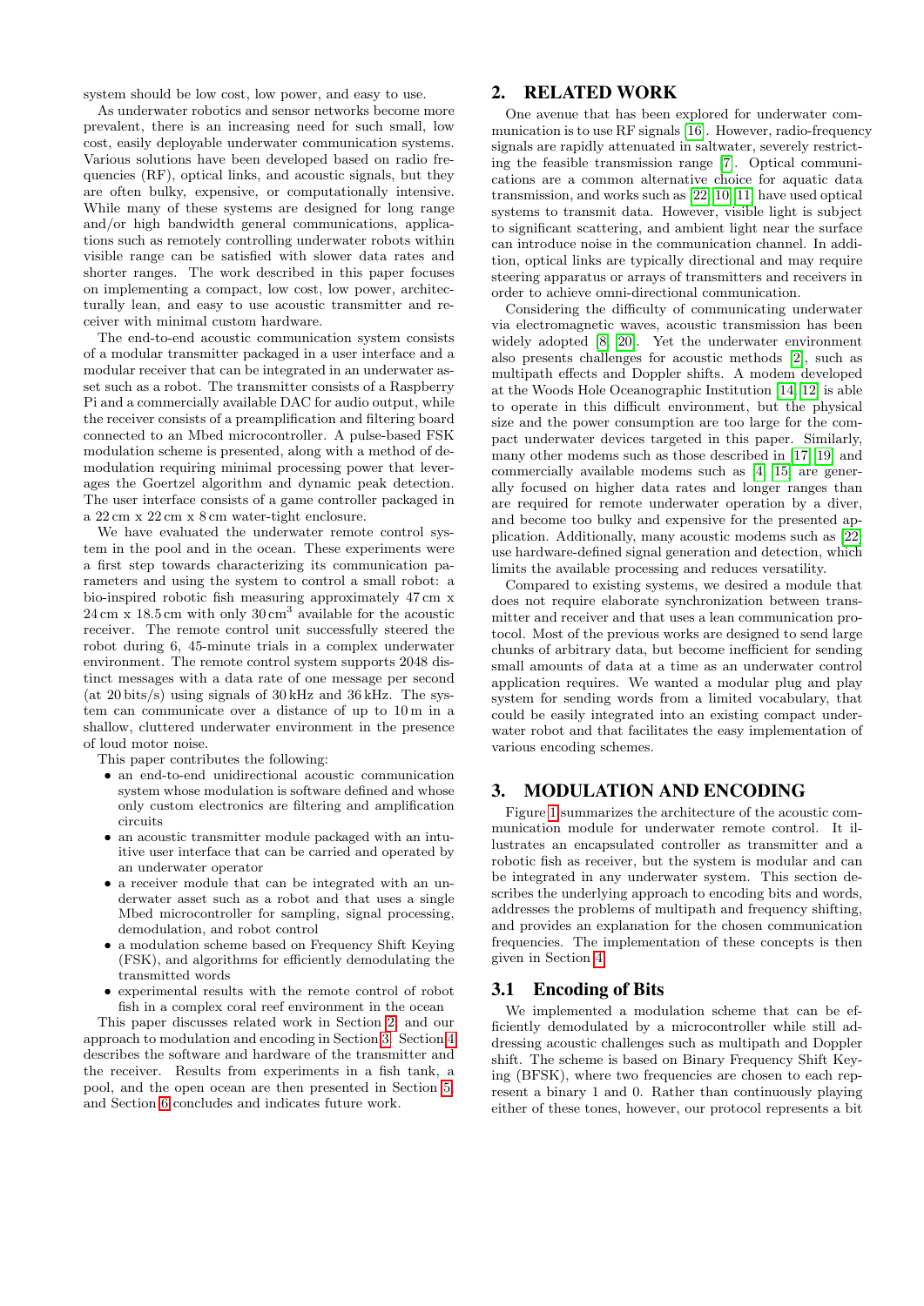system should be low cost, low power, and easy to use.

As underwater robotics and sensor networks become more prevalent, there is an increasing need for such small, low cost, easily deployable underwater communication systems. Various solutions have been developed based on radio frequencies (RF), optical links, and acoustic signals, but they are often bulky, expensive, or computationally intensive. While many of these systems are designed for long range and/or high bandwidth general communications, applications such as remotely controlling underwater robots within visible range can be satisfied with slower data rates and shorter ranges. The work described in this paper focuses on implementing a compact, low cost, low power, architecturally lean, and easy to use acoustic transmitter and receiver with minimal custom hardware.

The end-to-end acoustic communication system consists of a modular transmitter packaged in a user interface and a modular receiver that can be integrated in an underwater asset such as a robot. The transmitter consists of a Raspberry Pi and a commercially available DAC for audio output, while the receiver consists of a preamplification and filtering board connected to an Mbed microcontroller. A pulse-based FSK modulation scheme is presented, along with a method of demodulation requiring minimal processing power that leverages the Goertzel algorithm and dynamic peak detection. The user interface consists of a game controller packaged in a 22 cm x 22 cm x 8 cm water-tight enclosure.

We have evaluated the underwater remote control system in the pool and in the ocean. These experiments were a first step towards characterizing its communication parameters and using the system to control a small robot: a bio-inspired robotic fish measuring approximately 47 cm x 24 cm x 18.5 cm with only 30 cm$^3$ available for the acoustic receiver. The remote control unit successfully steered the robot during 6, 45-minute trials in a complex underwater environment. The remote control system supports 2048 distinct messages with a data rate of one message per second (at 20 bits/s) using signals of 30 kHz and 36 kHz. The system can communicate over a distance of up to 10 m in a shallow, cluttered underwater environment in the presence of loud motor noise.

This paper contributes the following:

- an end-to-end unidirectional acoustic communication system whose modulation is software defined and whose only custom electronics are filtering and amplification circuits
- an acoustic transmitter module packaged with an intuitive user interface that can be carried and operated by an underwater operator
- a receiver module that can be integrated with an underwater asset such as a robot and that uses a single Mbed microcontroller for sampling, signal processing, demodulation, and robot control
- a modulation scheme based on Frequency Shift Keying (FSK), and algorithms for efficiently demodulating the transmitted words
- experimental results with the remote control of robot fish in a complex coral reef environment in the ocean

This paper discusses related work in Section 2, and our approach to modulation and encoding in Section 3. Section 4 describes the software and hardware of the transmitter and the receiver. Results from experiments in a fish tank, a pool, and the open ocean are then presented in Section 5, and Section 6 concludes and indicates future work.

## 2. RELATED WORK

One avenue that has been explored for underwater communication is to use RF signals [16]. However, radio-frequency signals are rapidly attenuated in saltwater, severely restricting the feasible transmission range [7]. Optical communications are a common alternative choice for aquatic data transmission, and works such as [22, 10, 11] have used optical systems to transmit data. However, visible light is subject to significant scattering, and ambient light near the surface can introduce noise in the communication channel. In addition, optical links are typically directional and may require steering apparatus or arrays of transmitters and receivers in order to achieve omni-directional communication.

Considering the difficulty of communicating underwater via electromagnetic waves, acoustic transmission has been widely adopted [8, 20]. Yet the underwater environment also presents challenges for acoustic methods [2], such as multipath effects and Doppler shifts. A modem developed at the Woods Hole Oceanographic Institution [14, 12] is able to operate in this difficult environment, but the physical size and the power consumption are too large for the compact underwater devices targeted in this paper. Similarly, many other modems such as those described in [17, 19] and commercially available modems such as [4, 15] are generally focused on higher data rates and longer ranges than are required for remote underwater operation by a diver, and become too bulky and expensive for the presented application. Additionally, many acoustic modems such as [22] use hardware-defined signal generation and detection, which limits the available processing and reduces versatility.

Compared to existing systems, we desired a module that does not require elaborate synchronization between transmitter and receiver and that uses a lean communication protocol. Most of the previous works are designed to send large chunks of arbitrary data, but become inefficient for sending small amounts of data at a time as an underwater control application requires. We wanted a modular plug and play system for sending words from a limited vocabulary, that could be easily integrated into an existing compact underwater robot and that facilitates the easy implementation of various encoding schemes.

## 3. MODULATION AND ENCODING

Figure 1 summarizes the architecture of the acoustic communication module for underwater remote control. It illustrates an encapsulated controller as transmitter and a robotic fish as receiver, but the system is modular and can be integrated in any underwater system. This section describes the underlying approach to encoding bits and words, addresses the problems of multipath and frequency shifting, and provides an explanation for the chosen communication frequencies. The implementation of these concepts is then given in Section 4.

### 3.1 Encoding of Bits

We implemented a modulation scheme that can be efficiently demodulated by a microcontroller while still addressing acoustic challenges such as multipath and Doppler shift. The scheme is based on Binary Frequency Shift Keying (BFSK), where two frequencies are chosen to each represent a binary 1 and 0. Rather than continuously playing either of these tones, however, our protocol represents a bit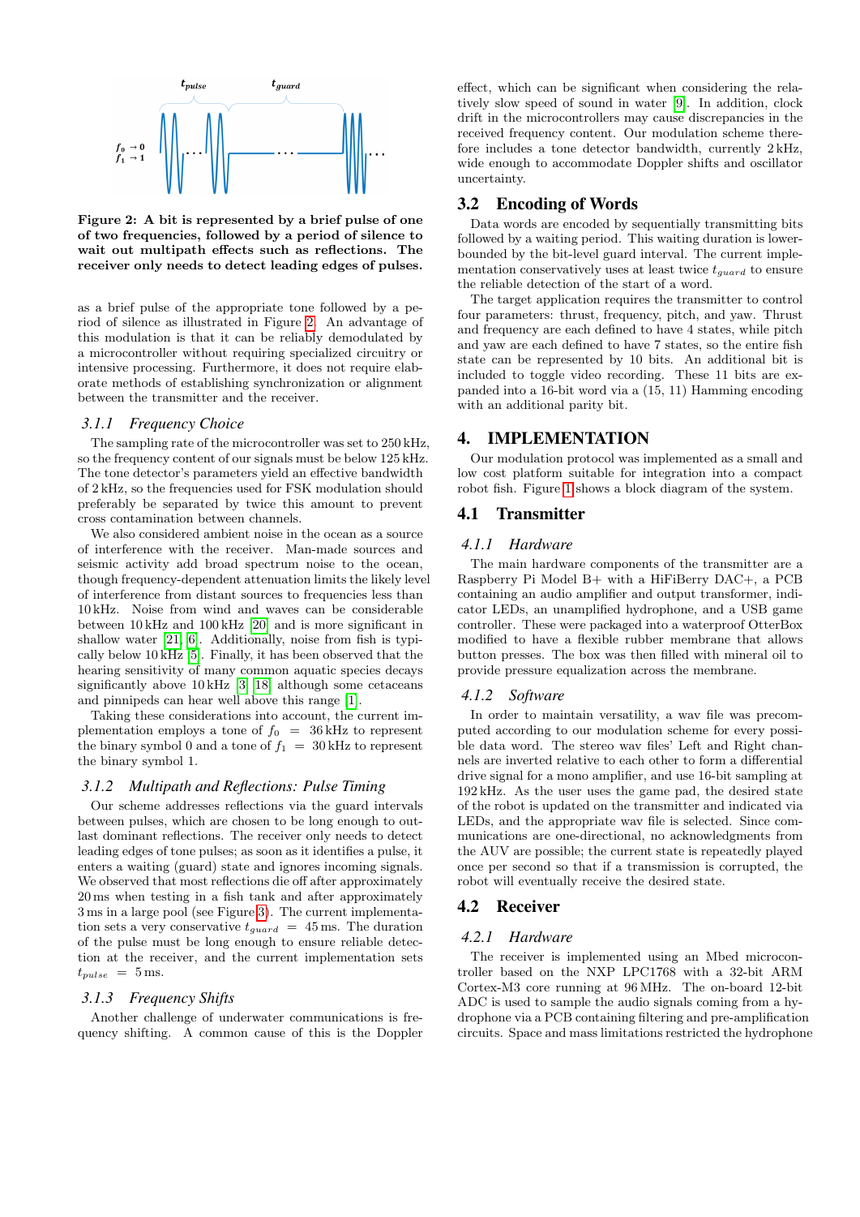$t_{pulse}$ $t_{guard}$

$f_0 \to 0$
$f_1 \to 1$

**Figure 2: A bit is represented by a brief pulse of one of two frequencies, followed by a period of silence to wait out multipath effects such as reflections. The receiver only needs to detect leading edges of pulses.**

as a brief pulse of the appropriate tone followed by a period of silence as illustrated in Figure 2. An advantage of this modulation is that it can be reliably demodulated by a microcontroller without requiring specialized circuitry or intensive processing. Furthermore, it does not require elaborate methods of establishing synchronization or alignment between the transmitter and the receiver.

#### 3.1.1 Frequency Choice

The sampling rate of the microcontroller was set to 250 kHz, so the frequency content of our signals must be below 125 kHz. The tone detector's parameters yield an effective bandwidth of 2 kHz, so the frequencies used for FSK modulation should preferably be separated by twice this amount to prevent cross contamination between channels.

We also considered ambient noise in the ocean as a source of interference with the receiver. Man-made sources and seismic activity add broad spectrum noise to the ocean, though frequency-dependent attenuation limits the likely level of interference from distant sources to frequencies less than 10 kHz. Noise from wind and waves can be considerable between 10 kHz and 100 kHz [20] and is more significant in shallow water [21, 6]. Additionally, noise from fish is typically below 10 kHz [5]. Finally, it has been observed that the hearing sensitivity of many common aquatic species decays significantly above 10 kHz [3, 18] although some cetaceans and pinnipeds can hear well above this range [1].

Taking these considerations into account, the current implementation employs a tone of $f_0 = 36$ kHz to represent the binary symbol 0 and a tone of $f_1 = 30$ kHz to represent the binary symbol 1.

#### 3.1.2 Multipath and Reflections: Pulse Timing

Our scheme addresses reflections via the guard intervals between pulses, which are chosen to be long enough to outlast dominant reflections. The receiver only needs to detect leading edges of tone pulses; as soon as it identifies a pulse, it enters a waiting (guard) state and ignores incoming signals. We observed that most reflections die off after approximately 20 ms when testing in a fish tank and after approximately 3 ms in a large pool (see Figure 3). The current implementation sets a very conservative $t_{guard} = 45$ ms. The duration of the pulse must be long enough to ensure reliable detection at the receiver, and the current implementation sets $t_{pulse} = 5$ ms.

#### 3.1.3 Frequency Shifts

Another challenge of underwater communications is frequency shifting. A common cause of this is the Doppler effect, which can be significant when considering the relatively slow speed of sound in water [9]. In addition, clock drift in the microcontrollers may cause discrepancies in the received frequency content. Our modulation scheme therefore includes a tone detector bandwidth, currently 2 kHz, wide enough to accommodate Doppler shifts and oscillator uncertainty.

### 3.2 Encoding of Words

Data words are encoded by sequentially transmitting bits followed by a waiting period. This waiting duration is lower-bounded by the bit-level guard interval. The current implementation conservatively uses at least twice $t_{guard}$ to ensure the reliable detection of the start of a word.

The target application requires the transmitter to control four parameters: thrust, frequency, pitch, and yaw. Thrust and frequency are each defined to have 4 states, while pitch and yaw are each defined to have 7 states, so the entire fish state can be represented by 10 bits. An additional bit is included to toggle video recording. These 11 bits are expanded into a 16-bit word via a (15, 11) Hamming encoding with an additional parity bit.

## 4. IMPLEMENTATION

Our modulation protocol was implemented as a small and low cost platform suitable for integration into a compact robot fish. Figure 1 shows a block diagram of the system.

### 4.1 Transmitter

#### 4.1.1 Hardware

The main hardware components of the transmitter are a Raspberry Pi Model B+ with a HiFiBerry DAC+, a PCB containing an audio amplifier and output transformer, indicator LEDs, an unamplified hydrophone, and a USB game controller. These were packaged into a waterproof OtterBox modified to have a flexible rubber membrane that allows button presses. The box was then filled with mineral oil to provide pressure equalization across the membrane.

#### 4.1.2 Software

In order to maintain versatility, a wav file was precomputed according to our modulation scheme for every possible data word. The stereo wav files' Left and Right channels are inverted relative to each other to form a differential drive signal for a mono amplifier, and use 16-bit sampling at 192 kHz. As the user uses the game pad, the desired state of the robot is updated on the transmitter and indicated via LEDs, and the appropriate wav file is selected. Since communications are one-directional, no acknowledgments from the AUV are possible; the current state is repeatedly played once per second so that if a transmission is corrupted, the robot will eventually receive the desired state.

### 4.2 Receiver

#### 4.2.1 Hardware

The receiver is implemented using an Mbed microcontroller based on the NXP LPC1768 with a 32-bit ARM Cortex-M3 core running at 96 MHz. The on-board 12-bit ADC is used to sample the audio signals coming from a hydrophone via a PCB containing filtering and pre-amplification circuits. Space and mass limitations restricted the hydrophone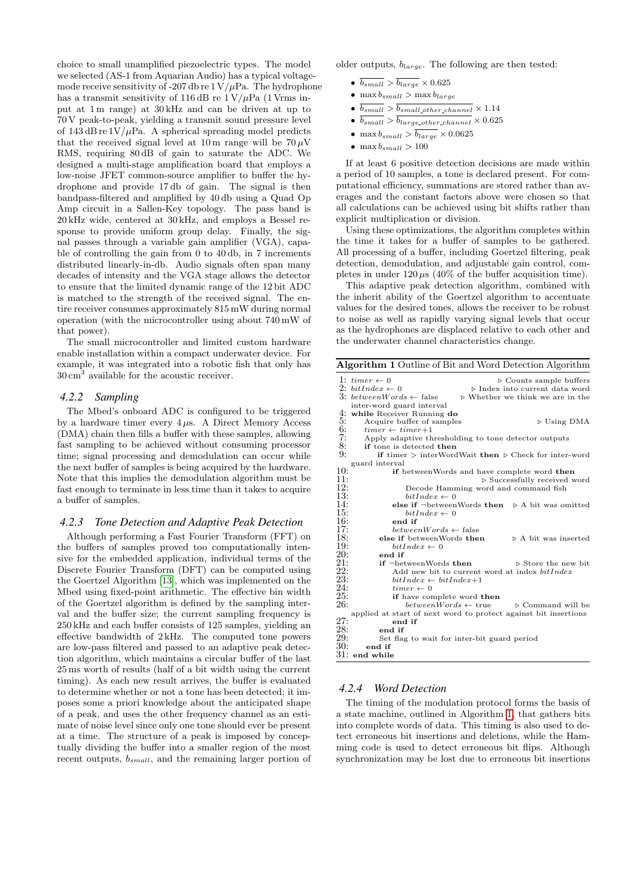choice to small unamplified piezoelectric types. The model we selected (AS-1 from Aquarian Audio) has a typical voltage-mode receive sensitivity of -207 db re 1 V/$\mu$Pa. The hydrophone has a transmit sensitivity of 116 dB re 1 V/$\mu$Pa (1 Vrms input at 1 m range) at 30 kHz and can be driven at up to 70 V peak-to-peak, yielding a transmit sound pressure level of 143 dB re 1V/$\mu$Pa. A spherical spreading model predicts that the received signal level at 10 m range will be 70 $\mu$V RMS, requiring 80 dB of gain to saturate the ADC. We designed a multi-stage amplification board that employs a low-noise JFET common-source amplifier to buffer the hydrophone and provide 17 db of gain. The signal is then bandpass-filtered and amplified by 40 db using a Quad Op Amp circuit in a Sallen-Key topology. The pass band is 20 kHz wide, centered at 30 kHz, and employs a Bessel response to provide uniform group delay. Finally, the signal passes through a variable gain amplifier (VGA), capable of controlling the gain from 0 to 40 db, in 7 increments distributed linearly-in-db. Audio signals often span many decades of intensity and the VGA stage allows the detector to ensure that the limited dynamic range of the 12 bit ADC is matched to the strength of the received signal. The entire receiver consumes approximately 815 mW during normal operation (with the microcontroller using about 740 mW of that power).

The small microcontroller and limited custom hardware enable installation within a compact underwater device. For example, it was integrated into a robotic fish that only has 30 cm$^3$ available for the acoustic receiver.

#### 4.2.2 Sampling

The Mbed's onboard ADC is configured to be triggered by a hardware timer every 4 $\mu$s. A Direct Memory Access (DMA) chain then fills a buffer with these samples, allowing fast sampling to be achieved without consuming processor time; signal processing and demodulation can occur while the next buffer of samples is being acquired by the hardware. Note that this implies the demodulation algorithm must be fast enough to terminate in less time than it takes to acquire a buffer of samples.

#### 4.2.3 Tone Detection and Adaptive Peak Detection

Although performing a Fast Fourier Transform (FFT) on the buffers of samples proved too computationally intensive for the embedded application, individual terms of the Discrete Fourier Transform (DFT) can be computed using the Goertzel Algorithm [13], which was implemented on the Mbed using fixed-point arithmetic. The effective bin width of the Goertzel algorithm is defined by the sampling interval and the buffer size; the current sampling frequency is 250 kHz and each buffer consists of 125 samples, yielding an effective bandwidth of 2 kHz. The computed tone powers are low-pass filtered and passed to an adaptive peak detection algorithm, which maintains a circular buffer of the last 25 ms worth of results (half of a bit width using the current timing). As each new result arrives, the buffer is evaluated to determine whether or not a tone has been detected; it imposes some a priori knowledge about the anticipated shape of a peak, and uses the other frequency channel as an estimate of noise level since only one tone should ever be present at a time. The structure of a peak is imposed by conceptually dividing the buffer into a smaller region of the most recent outputs, $b_{small}$, and the remaining larger portion of older outputs, $b_{large}$. The following are then tested:

- $\overline{b_{small}} > \overline{b_{large}} \times 0.625$
- $\max b_{small} > \max b_{large}$
- $\overline{b_{small}} > \overline{b_{small\_other\_channel}} \times 1.14$
- $\overline{b_{small}} > \overline{b_{large\_other\_channel}} \times 0.625$
- $\max b_{small} > \overline{b_{large}} \times 0.0625$
- $\max b_{small} > 100$

If at least 6 positive detection decisions are made within a period of 10 samples, a tone is declared present. For computational efficiency, summations are stored rather than averages and the constant factors above were chosen so that all calculations can be achieved using bit shifts rather than explicit multiplication or division.

Using these optimizations, the algorithm completes within the time it takes for a buffer of samples to be gathered. All processing of a buffer, including Goertzel filtering, peak detection, demodulation, and adjustable gain control, completes in under 120 $\mu$s (40% of the buffer acquisition time).

This adaptive peak detection algorithm, combined with the inherit ability of the Goertzel algorithm to accentuate values for the desired tones, allows the receiver to be robust to noise as well as rapidly varying signal levels that occur as the hydrophones are displaced relative to each other and the underwater channel characteristics change.

**Algorithm 1** Outline of Bit and Word Detection Algorithm

```
1: timer ← 0                                   ▷ Counts sample buffers
2: bitIndex ← 0                          ▷ Index into current data word
3: betweenWords ← false     ▷ Whether we think we are in the inter-word guard interval
4: while Receiver Running do
5:     Acquire buffer of samples                             ▷ Using DMA
6:     timer ← timer+1
7:     Apply adaptive thresholding to tone detector outputs
8:     if tone is detected then
9:         if timer > interWordWait then ▷ Check for inter-word guard interval
10:            if betweenWords and have complete word then
11:                                             ▷ Successfully received word
12:                Decode Hamming word and command fish
13:                bitIndex ← 0
14:            else if ¬betweenWords then           ▷ A bit was omitted
15:                bitIndex ← 0
16:            end if
17:            betweenWords ← false
18:        else if betweenWords then                ▷ A bit was inserted
19:            bitIndex ← 0
20:        end if
21:        if ¬betweenWords then                      ▷ Store the new bit
22:            Add new bit to current word at index bitIndex
23:            bitIndex ← bitIndex+1
24:            timer ← 0
25:            if have complete word then
26:                betweenWords ← true    ▷ Command will be applied at start of next word to protect against bit insertions
27:            end if
28:        end if
29:        Set flag to wait for inter-bit guard period
30:    end if
31: end while
```

#### 4.2.4 Word Detection

The timing of the modulation protocol forms the basis of a state machine, outlined in Algorithm 1, that gathers bits into complete words of data. This timing is also used to detect erroneous bit insertions and deletions, while the Hamming code is used to detect erroneous bit flips. Although synchronization may be lost due to erroneous bit insertions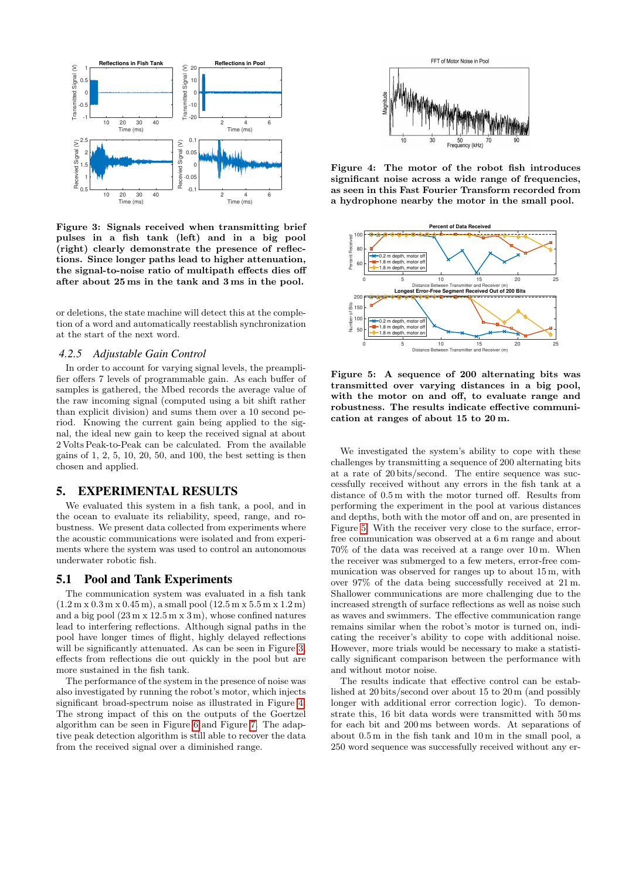Reflections in Fish Tank

Transmitted Signal (V)

1
0.5
0
-0.5
-1

10 20 30 40
Time (ms)

Reflections in Pool

Transmitted Signal (V)

20
10
0
-10
-20

2 4 6
Time (ms)

Received Signal (V)

2.5
2
1.5
1
0.5

10 20 30 40
Time (ms)

Received Signal (V)

0.1
0.05
0
-0.05
-0.1

2 4 6
Time (ms)

**Figure 3: Signals received when transmitting brief pulses in a fish tank (left) and in a big pool (right) clearly demonstrate the presence of reflections. Since longer paths lead to higher attenuation, the signal-to-noise ratio of multipath effects dies off after about 25 ms in the tank and 3 ms in the pool.**

or deletions, the state machine will detect this at the completion of a word and automatically reestablish synchronization at the start of the next word.

### 4.2.5 *Adjustable Gain Control*

In order to account for varying signal levels, the preamplifier offers 7 levels of programmable gain. As each buffer of samples is gathered, the Mbed records the average value of the raw incoming signal (computed using a bit shift rather than explicit division) and sums them over a 10 second period. Knowing the current gain being applied to the signal, the ideal new gain to keep the received signal at about 2 Volts Peak-to-Peak can be calculated. From the available gains of 1, 2, 5, 10, 20, 50, and 100, the best setting is then chosen and applied.

## 5. EXPERIMENTAL RESULTS

We evaluated this system in a fish tank, a pool, and in the ocean to evaluate its reliability, speed, range, and robustness. We present data collected from experiments where the acoustic communications were isolated and from experiments where the system was used to control an autonomous underwater robotic fish.

### 5.1 Pool and Tank Experiments

The communication system was evaluated in a fish tank (1.2 m x 0.3 m x 0.45 m), a small pool (12.5 m x 5.5 m x 1.2 m) and a big pool (23 m x 12.5 m x 3 m), whose confined natures lead to interfering reflections. Although signal paths in the pool have longer times of flight, highly delayed reflections will be significantly attenuated. As can be seen in Figure 3, effects from reflections die out quickly in the pool but are more sustained in the fish tank.

The performance of the system in the presence of noise was also investigated by running the robot's motor, which injects significant broad-spectrum noise as illustrated in Figure 4. The strong impact of this on the outputs of the Goertzel algorithm can be seen in Figure 6 and Figure 7. The adaptive peak detection algorithm is still able to recover the data from the received signal over a diminished range.

FFT of Motor Noise in Pool

Magnitude

10 30 50 70 90
Frequency (kHz)

**Figure 4: The motor of the robot fish introduces significant noise across a wide range of frequencies, as seen in this Fast Fourier Transform recorded from a hydrophone nearby the motor in the small pool.**

Percent of Data Received

Percent Received

100
80
60

0.2 m depth, motor off
1.8 m depth, motor off
1.8 m depth, motor on

0 5 10 15 20 25
Distance Between Transmitter and Receiver (m)

Longest Error-Free Segment Received Out of 200 Bits

Number of Bits

200
150
100
50

0.2 m depth, motor off
1.8 m depth, motor off
1.8 m depth, motor on

0 5 10 15 20 25
Distance Between Transmitter and Receiver (m)

**Figure 5: A sequence of 200 alternating bits was transmitted over varying distances in a big pool, with the motor on and off, to evaluate range and robustness. The results indicate effective communication at ranges of about 15 to 20 m.**

We investigated the system's ability to cope with these challenges by transmitting a sequence of 200 alternating bits at a rate of 20 bits/second. The entire sequence was successfully received without any errors in the fish tank at a distance of 0.5 m with the motor turned off. Results from performing the experiment in the pool at various distances and depths, both with the motor off and on, are presented in Figure 5. With the receiver very close to the surface, error-free communication was observed at a 6 m range and about 70% of the data was received at a range over 10 m. When the receiver was submerged to a few meters, error-free communication was observed for ranges up to about 15 m, with over 97% of the data being successfully received at 21 m. Shallower communications are more challenging due to the increased strength of surface reflections as well as noise such as waves and swimmers. The effective communication range remains similar when the robot's motor is turned on, indicating the receiver's ability to cope with additional noise. However, more trials would be necessary to make a statistically significant comparison between the performance with and without motor noise.

The results indicate that effective control can be established at 20 bits/second over about 15 to 20 m (and possibly longer with additional error correction logic). To demonstrate this, 16 bit data words were transmitted with 50 ms for each bit and 200 ms between words. At separations of about 0.5 m in the fish tank and 10 m in the small pool, a 250 word sequence was successfully received without any er-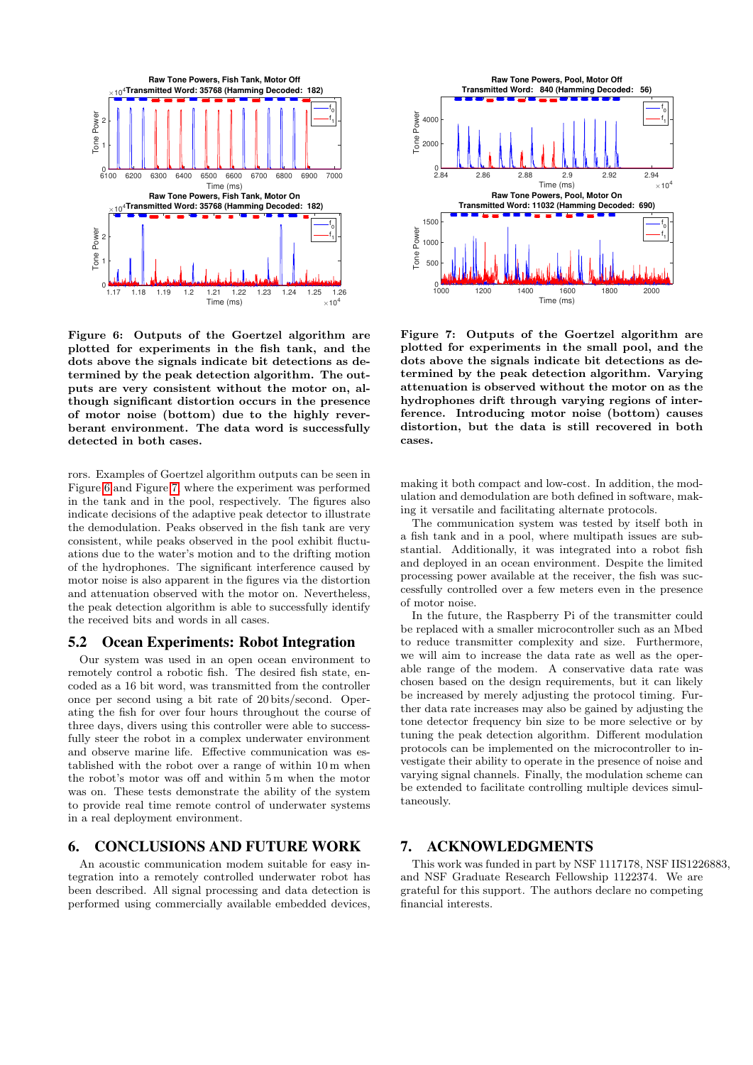Raw Tone Powers, Fish Tank, Motor Off

$\times 10^4$ Transmitted Word: 35768 (Hamming Decoded: 182)

Tone Power

2

1

0

6100 6200 6300 6400 6500 6600 6700 6800 6900 7000

Time (ms)

$f_0$

$f_1$

Raw Tone Powers, Fish Tank, Motor On

$\times 10^4$ Transmitted Word: 35768 (Hamming Decoded: 182)

Tone Power

2

1

0

1.17 1.18 1.19 1.2 1.21 1.22 1.23 1.24 1.25 1.26

Time (ms)

$\times 10^4$

$f_0$

$f_1$

**Figure 6: Outputs of the Goertzel algorithm are plotted for experiments in the fish tank, and the dots above the signals indicate bit detections as determined by the peak detection algorithm. The outputs are very consistent without the motor on, although significant distortion occurs in the presence of motor noise (bottom) due to the highly reverberant environment. The data word is successfully detected in both cases.**

Raw Tone Powers, Pool, Motor Off

Transmitted Word: 840 (Hamming Decoded: 56)

Tone Power

4000

2000

0

2.84 2.86 2.88 2.9 2.92 2.94

Time (ms)

$\times 10^4$

$f_0$

$f_1$

Raw Tone Powers, Pool, Motor On

Transmitted Word: 11032 (Hamming Decoded: 690)

Tone Power

1500

1000

500

0

1000 1200 1400 1600 1800 2000

Time (ms)

$f_0$

$f_1$

**Figure 7: Outputs of the Goertzel algorithm are plotted for experiments in the small pool, and the dots above the signals indicate bit detections as determined by the peak detection algorithm. Varying attenuation is observed without the motor on as the hydrophones drift through varying regions of interference. Introducing motor noise (bottom) causes distortion, but the data is still recovered in both cases.**

rors. Examples of Goertzel algorithm outputs can be seen in Figure 6 and Figure 7, where the experiment was performed in the tank and in the pool, respectively. The figures also indicate decisions of the adaptive peak detector to illustrate the demodulation. Peaks observed in the fish tank are very consistent, while peaks observed in the pool exhibit fluctuations due to the water's motion and to the drifting motion of the hydrophones. The significant interference caused by motor noise is also apparent in the figures via the distortion and attenuation observed with the motor on. Nevertheless, the peak detection algorithm is able to successfully identify the received bits and words in all cases.

## 5.2 Ocean Experiments: Robot Integration

Our system was used in an open ocean environment to remotely control a robotic fish. The desired fish state, encoded as a 16 bit word, was transmitted from the controller once per second using a bit rate of 20 bits/second. Operating the fish for over four hours throughout the course of three days, divers using this controller were able to successfully steer the robot in a complex underwater environment and observe marine life. Effective communication was established with the robot over a range of within 10 m when the robot's motor was off and within 5 m when the motor was on. These tests demonstrate the ability of the system to provide real time remote control of underwater systems in a real deployment environment.

# 6. CONCLUSIONS AND FUTURE WORK

An acoustic communication modem suitable for easy integration into a remotely controlled underwater robot has been described. All signal processing and data detection is performed using commercially available embedded devices, making it both compact and low-cost. In addition, the modulation and demodulation are both defined in software, making it versatile and facilitating alternate protocols.

The communication system was tested by itself both in a fish tank and in a pool, where multipath issues are substantial. Additionally, it was integrated into a robot fish and deployed in an ocean environment. Despite the limited processing power available at the receiver, the fish was successfully controlled over a few meters even in the presence of motor noise.

In the future, the Raspberry Pi of the transmitter could be replaced with a smaller microcontroller such as an Mbed to reduce transmitter complexity and size. Furthermore, we will aim to increase the data rate as well as the operable range of the modem. A conservative data rate was chosen based on the design requirements, but it can likely be increased by merely adjusting the protocol timing. Further data rate increases may also be gained by adjusting the tone detector frequency bin size to be more selective or by tuning the peak detection algorithm. Different modulation protocols can be implemented on the microcontroller to investigate their ability to operate in the presence of noise and varying signal channels. Finally, the modulation scheme can be extended to facilitate controlling multiple devices simultaneously.

# 7. ACKNOWLEDGMENTS

This work was funded in part by NSF 1117178, NSF IIS1226883, and NSF Graduate Research Fellowship 1122374. We are grateful for this support. The authors declare no competing financial interests.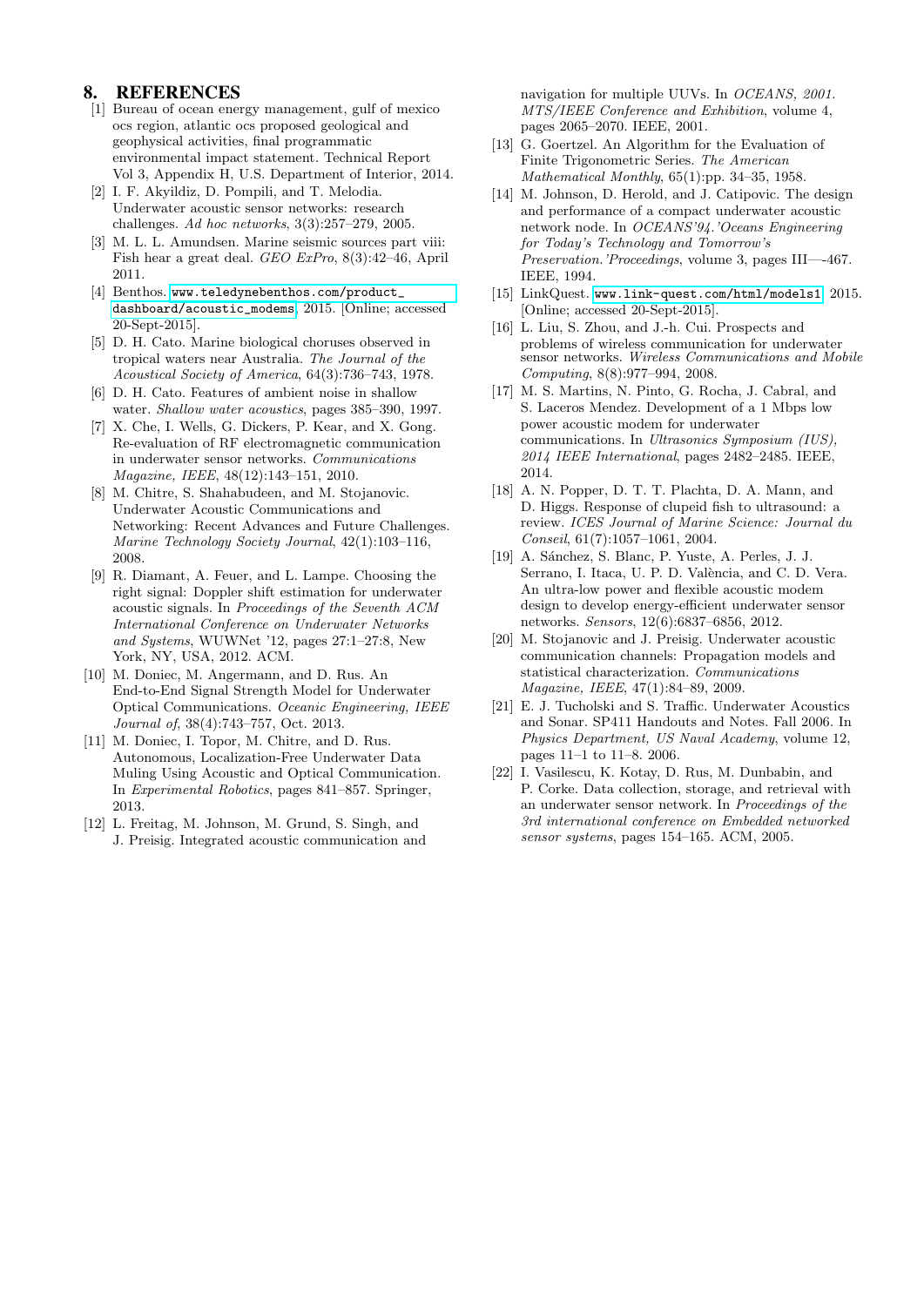## 8. REFERENCES

[1] Bureau of ocean energy management, gulf of mexico ocs region, atlantic ocs proposed geological and geophysical activities, final programmatic environmental impact statement. Technical Report Vol 3, Appendix H, U.S. Department of Interior, 2014.

[2] I. F. Akyildiz, D. Pompili, and T. Melodia. Underwater acoustic sensor networks: research challenges. *Ad hoc networks*, 3(3):257–279, 2005.

[3] M. L. L. Amundsen. Marine seismic sources part viii: Fish hear a great deal. *GEO ExPro*, 8(3):42–46, April 2011.

[4] Benthos. www.teledynebenthos.com/product_dashboard/acoustic_modems, 2015. [Online; accessed 20-Sept-2015].

[5] D. H. Cato. Marine biological choruses observed in tropical waters near Australia. *The Journal of the Acoustical Society of America*, 64(3):736–743, 1978.

[6] D. H. Cato. Features of ambient noise in shallow water. *Shallow water acoustics*, pages 385–390, 1997.

[7] X. Che, I. Wells, G. Dickers, P. Kear, and X. Gong. Re-evaluation of RF electromagnetic communication in underwater sensor networks. *Communications Magazine, IEEE*, 48(12):143–151, 2010.

[8] M. Chitre, S. Shahabudeen, and M. Stojanovic. Underwater Acoustic Communications and Networking: Recent Advances and Future Challenges. *Marine Technology Society Journal*, 42(1):103–116, 2008.

[9] R. Diamant, A. Feuer, and L. Lampe. Choosing the right signal: Doppler shift estimation for underwater acoustic signals. In *Proceedings of the Seventh ACM International Conference on Underwater Networks and Systems*, WUWNet '12, pages 27:1–27:8, New York, NY, USA, 2012. ACM.

[10] M. Doniec, M. Angermann, and D. Rus. An End-to-End Signal Strength Model for Underwater Optical Communications. *Oceanic Engineering, IEEE Journal of*, 38(4):743–757, Oct. 2013.

[11] M. Doniec, I. Topor, M. Chitre, and D. Rus. Autonomous, Localization-Free Underwater Data Muling Using Acoustic and Optical Communication. In *Experimental Robotics*, pages 841–857. Springer, 2013.

[12] L. Freitag, M. Johnson, M. Grund, S. Singh, and J. Preisig. Integrated acoustic communication and navigation for multiple UUVs. In *OCEANS, 2001. MTS/IEEE Conference and Exhibition*, volume 4, pages 2065–2070. IEEE, 2001.

[13] G. Goertzel. An Algorithm for the Evaluation of Finite Trigonometric Series. *The American Mathematical Monthly*, 65(1):pp. 34–35, 1958.

[14] M. Johnson, D. Herold, and J. Catipovic. The design and performance of a compact underwater acoustic network node. In *OCEANS'94.'Oceans Engineering for Today's Technology and Tomorrow's Preservation.'Proceedings*, volume 3, pages III—-467. IEEE, 1994.

[15] LinkQuest. www.link-quest.com/html/models1, 2015. [Online; accessed 20-Sept-2015].

[16] L. Liu, S. Zhou, and J.-h. Cui. Prospects and problems of wireless communication for underwater sensor networks. *Wireless Communications and Mobile Computing*, 8(8):977–994, 2008.

[17] M. S. Martins, N. Pinto, G. Rocha, J. Cabral, and S. Laceros Mendez. Development of a 1 Mbps low power acoustic modem for underwater communications. In *Ultrasonics Symposium (IUS), 2014 IEEE International*, pages 2482–2485. IEEE, 2014.

[18] A. N. Popper, D. T. T. Plachta, D. A. Mann, and D. Higgs. Response of clupeid fish to ultrasound: a review. *ICES Journal of Marine Science: Journal du Conseil*, 61(7):1057–1061, 2004.

[19] A. Sánchez, S. Blanc, P. Yuste, A. Perles, J. J. Serrano, I. Itaca, U. P. D. València, and C. D. Vera. An ultra-low power and flexible acoustic modem design to develop energy-efficient underwater sensor networks. *Sensors*, 12(6):6837–6856, 2012.

[20] M. Stojanovic and J. Preisig. Underwater acoustic communication channels: Propagation models and statistical characterization. *Communications Magazine, IEEE*, 47(1):84–89, 2009.

[21] E. J. Tucholski and S. Traffic. Underwater Acoustics and Sonar. SP411 Handouts and Notes. Fall 2006. In *Physics Department, US Naval Academy*, volume 12, pages 11–1 to 11–8. 2006.

[22] I. Vasilescu, K. Kotay, D. Rus, M. Dunbabin, and P. Corke. Data collection, storage, and retrieval with an underwater sensor network. In *Proceedings of the 3rd international conference on Embedded networked sensor systems*, pages 154–165. ACM, 2005.